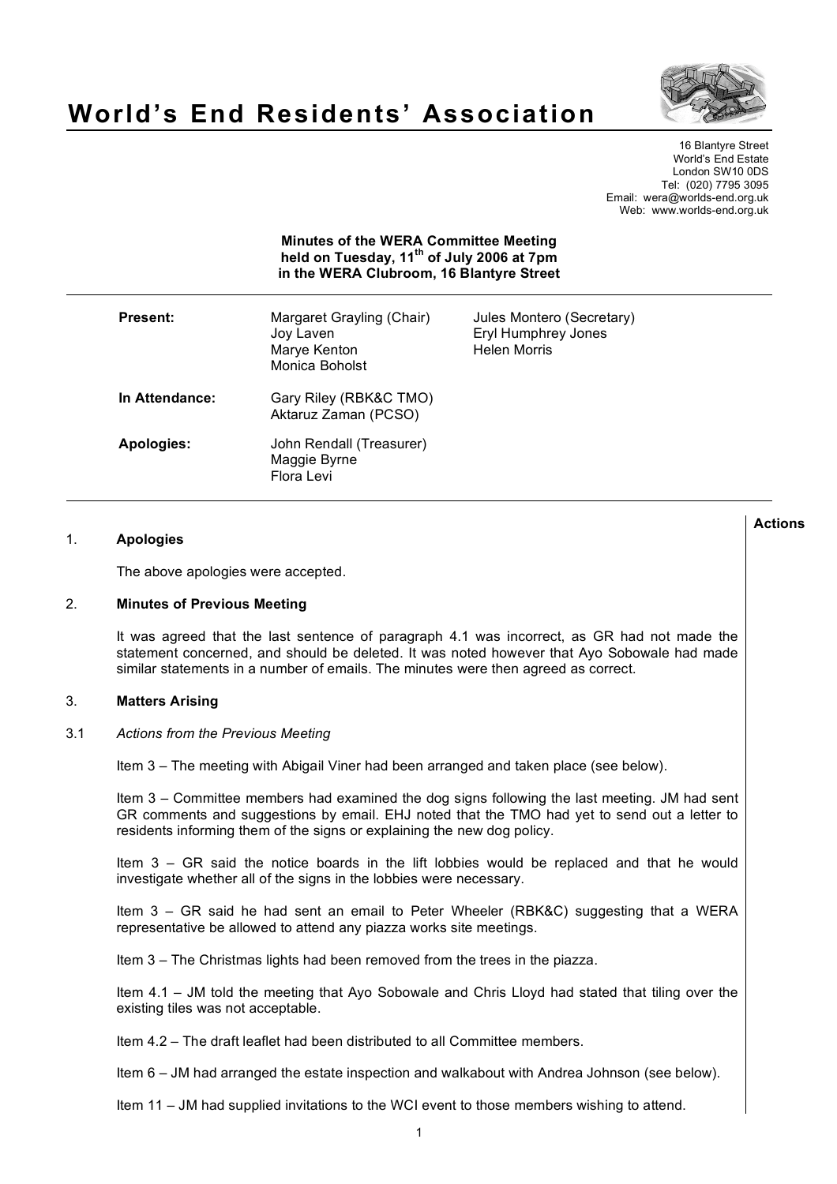# World's End Residents' Association

16 Blantyre Street
World's End Estate
London SW10 0DS
Tel: (020) 7795 3095
Email: wera@worlds-end.org.uk
Web: www.worlds-end.org.uk

**Minutes of the WERA Committee Meeting held on Tuesday, 11th of July 2006 at 7pm in the WERA Clubroom, 16 Blantyre Street**

| | | |
|---|---|---|
| **Present:** | Margaret Grayling (Chair)<br>Joy Laven<br>Marye Kenton<br>Monica Boholst | Jules Montero (Secretary)<br>Eryl Humphrey Jones<br>Helen Morris |
| **In Attendance:** | Gary Riley (RBK&C TMO)<br>Aktaruz Zaman (PCSO) | |
| **Apologies:** | John Rendall (Treasurer)<br>Maggie Byrne<br>Flora Levi | |

**Actions**

## 1. Apologies

The above apologies were accepted.

## 2. Minutes of Previous Meeting

It was agreed that the last sentence of paragraph 4.1 was incorrect, as GR had not made the statement concerned, and should be deleted. It was noted however that Ayo Sobowale had made similar statements in a number of emails. The minutes were then agreed as correct.

## 3. Matters Arising

### 3.1 *Actions from the Previous Meeting*

Item 3 – The meeting with Abigail Viner had been arranged and taken place (see below).

Item 3 – Committee members had examined the dog signs following the last meeting. JM had sent GR comments and suggestions by email. EHJ noted that the TMO had yet to send out a letter to residents informing them of the signs or explaining the new dog policy.

Item 3 – GR said the notice boards in the lift lobbies would be replaced and that he would investigate whether all of the signs in the lobbies were necessary.

Item 3 – GR said he had sent an email to Peter Wheeler (RBK&C) suggesting that a WERA representative be allowed to attend any piazza works site meetings.

Item 3 – The Christmas lights had been removed from the trees in the piazza.

Item 4.1 – JM told the meeting that Ayo Sobowale and Chris Lloyd had stated that tiling over the existing tiles was not acceptable.

Item 4.2 – The draft leaflet had been distributed to all Committee members.

Item 6 – JM had arranged the estate inspection and walkabout with Andrea Johnson (see below).

Item 11 – JM had supplied invitations to the WCI event to those members wishing to attend.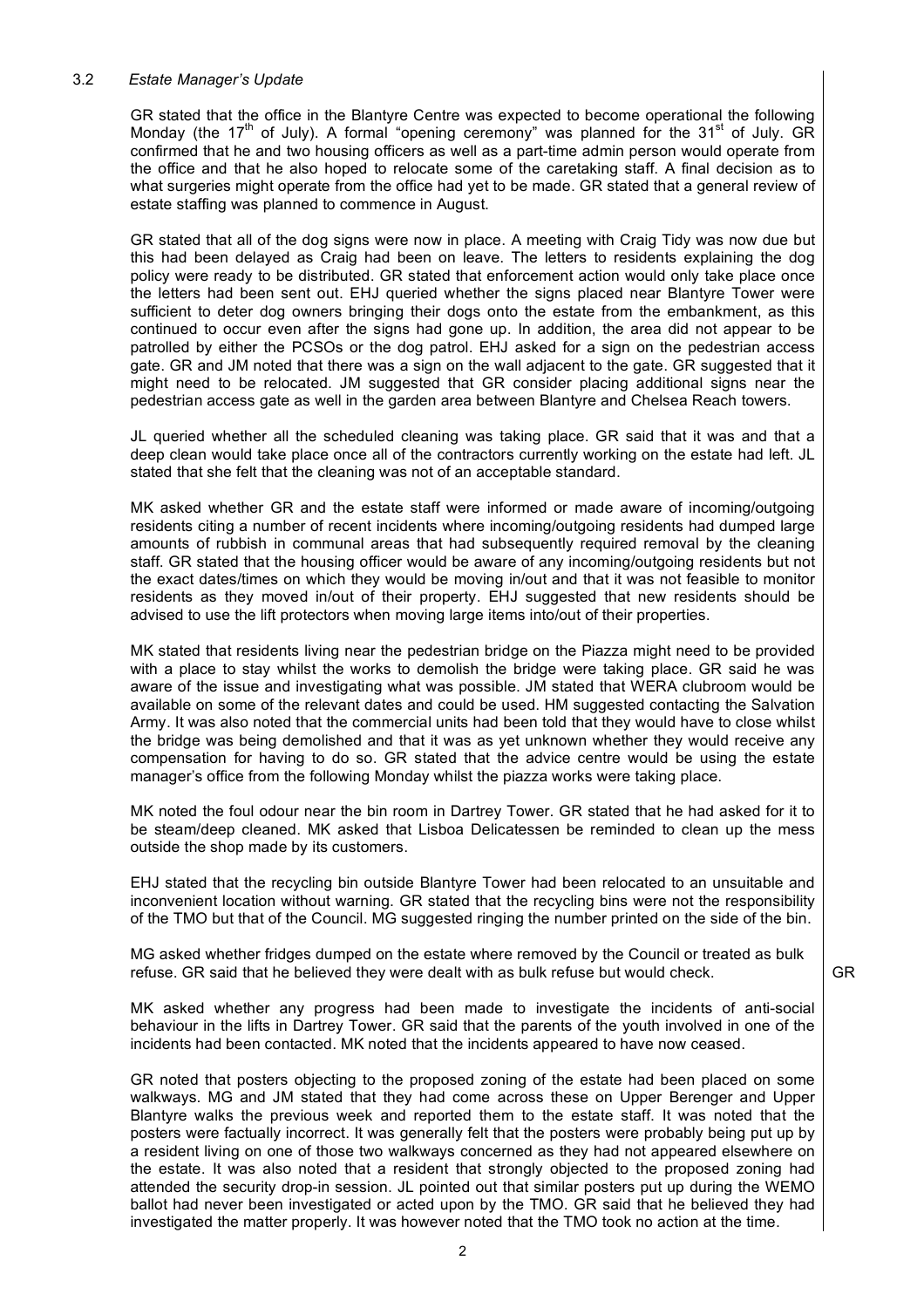### 3.2 *Estate Manager's Update*

GR stated that the office in the Blantyre Centre was expected to become operational the following Monday (the 17th of July). A formal "opening ceremony" was planned for the 31st of July. GR confirmed that he and two housing officers as well as a part-time admin person would operate from the office and that he also hoped to relocate some of the caretaking staff. A final decision as to what surgeries might operate from the office had yet to be made. GR stated that a general review of estate staffing was planned to commence in August.

GR stated that all of the dog signs were now in place. A meeting with Craig Tidy was now due but this had been delayed as Craig had been on leave. The letters to residents explaining the dog policy were ready to be distributed. GR stated that enforcement action would only take place once the letters had been sent out. EHJ queried whether the signs placed near Blantyre Tower were sufficient to deter dog owners bringing their dogs onto the estate from the embankment, as this continued to occur even after the signs had gone up. In addition, the area did not appear to be patrolled by either the PCSOs or the dog patrol. EHJ asked for a sign on the pedestrian access gate. GR and JM noted that there was a sign on the wall adjacent to the gate. GR suggested that it might need to be relocated. JM suggested that GR consider placing additional signs near the pedestrian access gate as well in the garden area between Blantyre and Chelsea Reach towers.

JL queried whether all the scheduled cleaning was taking place. GR said that it was and that a deep clean would take place once all of the contractors currently working on the estate had left. JL stated that she felt that the cleaning was not of an acceptable standard.

MK asked whether GR and the estate staff were informed or made aware of incoming/outgoing residents citing a number of recent incidents where incoming/outgoing residents had dumped large amounts of rubbish in communal areas that had subsequently required removal by the cleaning staff. GR stated that the housing officer would be aware of any incoming/outgoing residents but not the exact dates/times on which they would be moving in/out and that it was not feasible to monitor residents as they moved in/out of their property. EHJ suggested that new residents should be advised to use the lift protectors when moving large items into/out of their properties.

MK stated that residents living near the pedestrian bridge on the Piazza might need to be provided with a place to stay whilst the works to demolish the bridge were taking place. GR said he was aware of the issue and investigating what was possible. JM stated that WERA clubroom would be available on some of the relevant dates and could be used. HM suggested contacting the Salvation Army. It was also noted that the commercial units had been told that they would have to close whilst the bridge was being demolished and that it was as yet unknown whether they would receive any compensation for having to do so. GR stated that the advice centre would be using the estate manager's office from the following Monday whilst the piazza works were taking place.

MK noted the foul odour near the bin room in Dartrey Tower. GR stated that he had asked for it to be steam/deep cleaned. MK asked that Lisboa Delicatessen be reminded to clean up the mess outside the shop made by its customers.

EHJ stated that the recycling bin outside Blantyre Tower had been relocated to an unsuitable and inconvenient location without warning. GR stated that the recycling bins were not the responsibility of the TMO but that of the Council. MG suggested ringing the number printed on the side of the bin.

MG asked whether fridges dumped on the estate where removed by the Council or treated as bulk refuse. GR said that he believed they were dealt with as bulk refuse but would check. **GR**

MK asked whether any progress had been made to investigate the incidents of anti-social behaviour in the lifts in Dartrey Tower. GR said that the parents of the youth involved in one of the incidents had been contacted. MK noted that the incidents appeared to have now ceased.

GR noted that posters objecting to the proposed zoning of the estate had been placed on some walkways. MG and JM stated that they had come across these on Upper Berenger and Upper Blantyre walks the previous week and reported them to the estate staff. It was noted that the posters were factually incorrect. It was generally felt that the posters were probably being put up by a resident living on one of those two walkways concerned as they had not appeared elsewhere on the estate. It was also noted that a resident that strongly objected to the proposed zoning had attended the security drop-in session. JL pointed out that similar posters put up during the WEMO ballot had never been investigated or acted upon by the TMO. GR said that he believed they had investigated the matter properly. It was however noted that the TMO took no action at the time.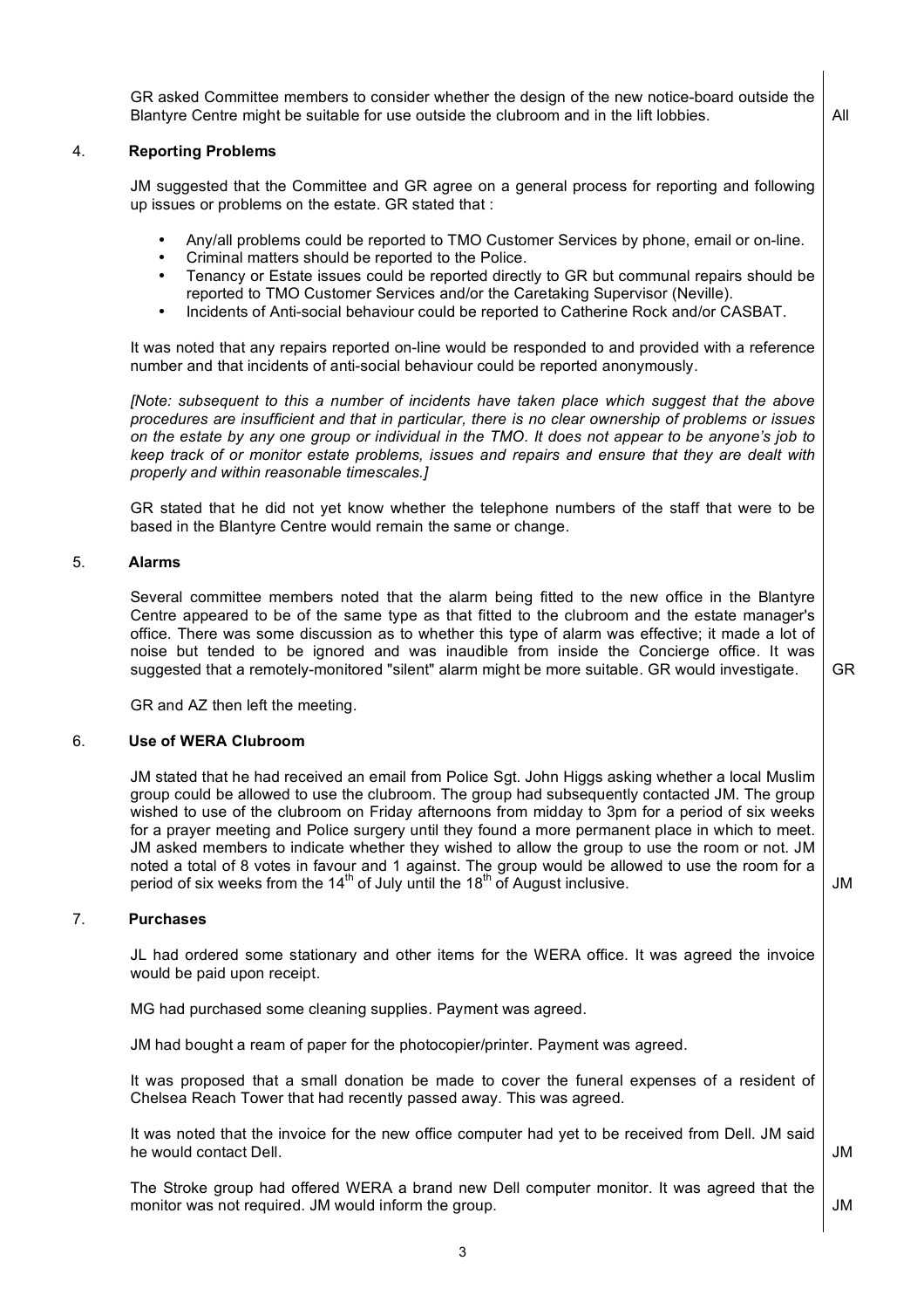GR asked Committee members to consider whether the design of the new notice-board outside the Blantyre Centre might be suitable for use outside the clubroom and in the lift lobbies. **All**

## 4. Reporting Problems

JM suggested that the Committee and GR agree on a general process for reporting and following up issues or problems on the estate. GR stated that :

- Any/all problems could be reported to TMO Customer Services by phone, email or on-line.
- Criminal matters should be reported to the Police.
- Tenancy or Estate issues could be reported directly to GR but communal repairs should be reported to TMO Customer Services and/or the Caretaking Supervisor (Neville).
- Incidents of Anti-social behaviour could be reported to Catherine Rock and/or CASBAT.

It was noted that any repairs reported on-line would be responded to and provided with a reference number and that incidents of anti-social behaviour could be reported anonymously.

*[Note: subsequent to this a number of incidents have taken place which suggest that the above procedures are insufficient and that in particular, there is no clear ownership of problems or issues on the estate by any one group or individual in the TMO. It does not appear to be anyone's job to keep track of or monitor estate problems, issues and repairs and ensure that they are dealt with properly and within reasonable timescales.]*

GR stated that he did not yet know whether the telephone numbers of the staff that were to be based in the Blantyre Centre would remain the same or change.

## 5. Alarms

Several committee members noted that the alarm being fitted to the new office in the Blantyre Centre appeared to be of the same type as that fitted to the clubroom and the estate manager's office. There was some discussion as to whether this type of alarm was effective; it made a lot of noise but tended to be ignored and was inaudible from inside the Concierge office. It was suggested that a remotely-monitored "silent" alarm might be more suitable. GR would investigate. **GR**

GR and AZ then left the meeting.

## 6. Use of WERA Clubroom

JM stated that he had received an email from Police Sgt. John Higgs asking whether a local Muslim group could be allowed to use the clubroom. The group had subsequently contacted JM. The group wished to use of the clubroom on Friday afternoons from midday to 3pm for a period of six weeks for a prayer meeting and Police surgery until they found a more permanent place in which to meet. JM asked members to indicate whether they wished to allow the group to use the room or not. JM noted a total of 8 votes in favour and 1 against. The group would be allowed to use the room for a period of six weeks from the 14th of July until the 18th of August inclusive. **JM**

## 7. Purchases

JL had ordered some stationary and other items for the WERA office. It was agreed the invoice would be paid upon receipt.

MG had purchased some cleaning supplies. Payment was agreed.

JM had bought a ream of paper for the photocopier/printer. Payment was agreed.

It was proposed that a small donation be made to cover the funeral expenses of a resident of Chelsea Reach Tower that had recently passed away. This was agreed.

It was noted that the invoice for the new office computer had yet to be received from Dell. JM said he would contact Dell. **JM**

The Stroke group had offered WERA a brand new Dell computer monitor. It was agreed that the monitor was not required. JM would inform the group. **JM**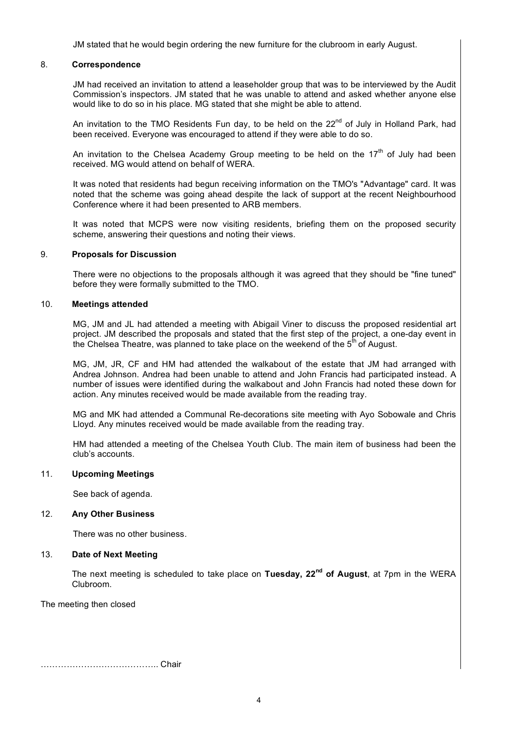JM stated that he would begin ordering the new furniture for the clubroom in early August.

8. **Correspondence**

JM had received an invitation to attend a leaseholder group that was to be interviewed by the Audit Commission's inspectors. JM stated that he was unable to attend and asked whether anyone else would like to do so in his place. MG stated that she might be able to attend.

An invitation to the TMO Residents Fun day, to be held on the 22nd of July in Holland Park, had been received. Everyone was encouraged to attend if they were able to do so.

An invitation to the Chelsea Academy Group meeting to be held on the 17th of July had been received. MG would attend on behalf of WERA.

It was noted that residents had begun receiving information on the TMO's "Advantage" card. It was noted that the scheme was going ahead despite the lack of support at the recent Neighbourhood Conference where it had been presented to ARB members.

It was noted that MCPS were now visiting residents, briefing them on the proposed security scheme, answering their questions and noting their views.

9. **Proposals for Discussion**

There were no objections to the proposals although it was agreed that they should be "fine tuned" before they were formally submitted to the TMO.

10. **Meetings attended**

MG, JM and JL had attended a meeting with Abigail Viner to discuss the proposed residential art project. JM described the proposals and stated that the first step of the project, a one-day event in the Chelsea Theatre, was planned to take place on the weekend of the 5th of August.

MG, JM, JR, CF and HM had attended the walkabout of the estate that JM had arranged with Andrea Johnson. Andrea had been unable to attend and John Francis had participated instead. A number of issues were identified during the walkabout and John Francis had noted these down for action. Any minutes received would be made available from the reading tray.

MG and MK had attended a Communal Re-decorations site meeting with Ayo Sobowale and Chris Lloyd. Any minutes received would be made available from the reading tray.

HM had attended a meeting of the Chelsea Youth Club. The main item of business had been the club's accounts.

11. **Upcoming Meetings**

See back of agenda.

12. **Any Other Business**

There was no other business.

13. **Date of Next Meeting**

The next meeting is scheduled to take place on **Tuesday, 22nd of August**, at 7pm in the WERA Clubroom.

The meeting then closed

………………………………….. Chair